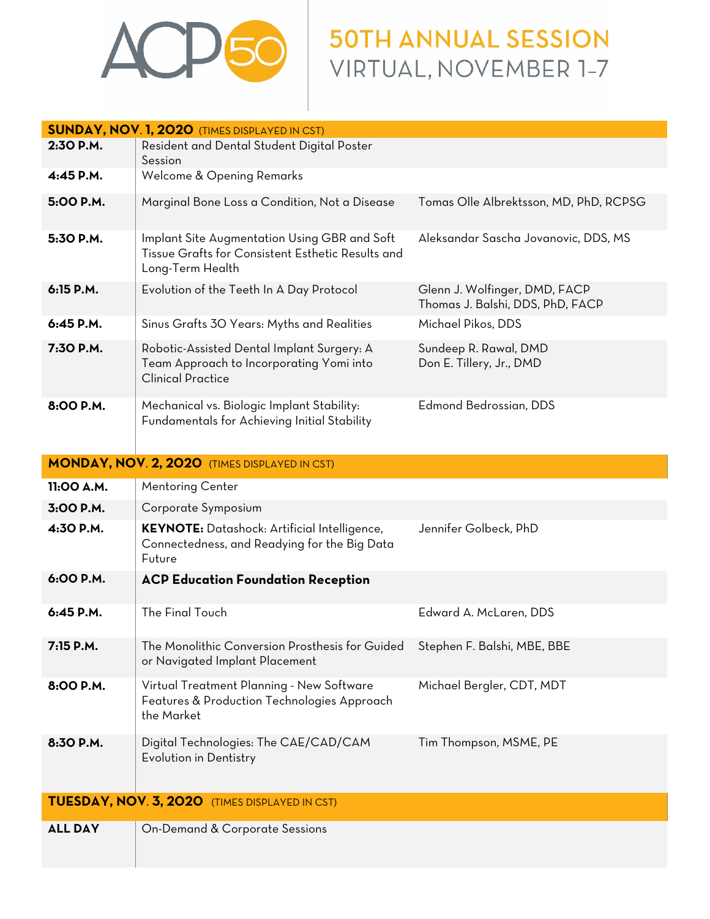# ACP 50

## 50TH ANNUAL SESSION
## VIRTUAL, NOVEMBER 1–7

| **SUNDAY, NOV. 1, 2020** (TIMES DISPLAYED IN CST) | | |
|---|---|---|
| **2:30 P.M.** | Resident and Dental Student Digital Poster Session | |
| **4:45 P.M.** | Welcome & Opening Remarks | |
| **5:00 P.M.** | Marginal Bone Loss a Condition, Not a Disease | Tomas Olle Albrektsson, MD, PhD, RCPSG |
| **5:30 P.M.** | Implant Site Augmentation Using GBR and Soft Tissue Grafts for Consistent Esthetic Results and Long-Term Health | Aleksandar Sascha Jovanovic, DDS, MS |
| **6:15 P.M.** | Evolution of the Teeth In A Day Protocol | Glenn J. Wolfinger, DMD, FACP<br>Thomas J. Balshi, DDS, PhD, FACP |
| **6:45 P.M.** | Sinus Grafts 30 Years: Myths and Realities | Michael Pikos, DDS |
| **7:30 P.M.** | Robotic-Assisted Dental Implant Surgery: A Team Approach to Incorporating Yomi into Clinical Practice | Sundeep R. Rawal, DMD<br>Don E. Tillery, Jr., DMD |
| **8:00 P.M.** | Mechanical vs. Biologic Implant Stability: Fundamentals for Achieving Initial Stability | Edmond Bedrossian, DDS |

| **MONDAY, NOV. 2, 2020** (TIMES DISPLAYED IN CST) | | |
|---|---|---|
| **11:00 A.M.** | Mentoring Center | |
| **3:00 P.M.** | Corporate Symposium | |
| **4:30 P.M.** | **KEYNOTE:** Datashock: Artificial Intelligence, Connectedness, and Readying for the Big Data Future | Jennifer Golbeck, PhD |
| **6:00 P.M.** | **ACP Education Foundation Reception** | |
| **6:45 P.M.** | The Final Touch | Edward A. McLaren, DDS |
| **7:15 P.M.** | The Monolithic Conversion Prosthesis for Guided or Navigated Implant Placement | Stephen F. Balshi, MBE, BBE |
| **8:00 P.M.** | Virtual Treatment Planning - New Software Features & Production Technologies Approach the Market | Michael Bergler, CDT, MDT |
| **8:30 P.M.** | Digital Technologies: The CAE/CAD/CAM Evolution in Dentistry | Tim Thompson, MSME, PE |

| **TUESDAY, NOV. 3, 2020** (TIMES DISPLAYED IN CST) | |
|---|---|
| **ALL DAY** | On-Demand & Corporate Sessions |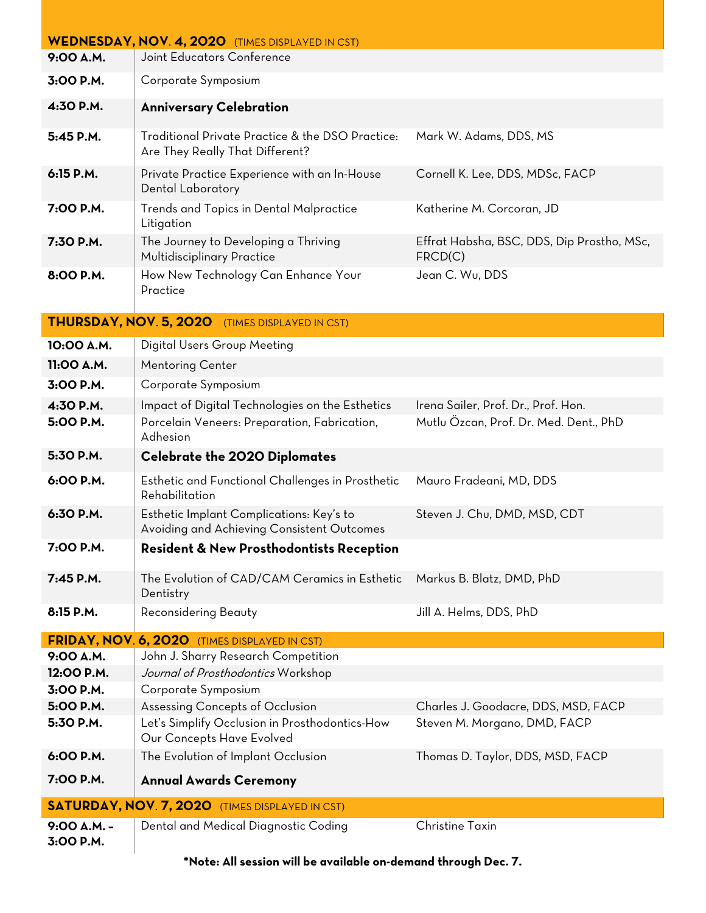## WEDNESDAY, NOV. 4, 2020 (TIMES DISPLAYED IN CST)

| | | |
|---|---|---|
| **9:00 A.M.** | Joint Educators Conference | |
| **3:00 P.M.** | Corporate Symposium | |
| **4:30 P.M.** | **Anniversary Celebration** | |
| **5:45 P.M.** | Traditional Private Practice & the DSO Practice: Are They Really That Different? | Mark W. Adams, DDS, MS |
| **6:15 P.M.** | Private Practice Experience with an In-House Dental Laboratory | Cornell K. Lee, DDS, MDSc, FACP |
| **7:00 P.M.** | Trends and Topics in Dental Malpractice Litigation | Katherine M. Corcoran, JD |
| **7:30 P.M.** | The Journey to Developing a Thriving Multidisciplinary Practice | Effrat Habsha, BSC, DDS, Dip Prostho, MSc, FRCD(C) |
| **8:00 P.M.** | How New Technology Can Enhance Your Practice | Jean C. Wu, DDS |

## THURSDAY, NOV. 5, 2020 (TIMES DISPLAYED IN CST)

| | | |
|---|---|---|
| **10:00 A.M.** | Digital Users Group Meeting | |
| **11:00 A.M.** | Mentoring Center | |
| **3:00 P.M.** | Corporate Symposium | |
| **4:30 P.M.** | Impact of Digital Technologies on the Esthetics | Irena Sailer, Prof. Dr., Prof. Hon. |
| **5:00 P.M.** | Porcelain Veneers: Preparation, Fabrication, Adhesion | Mutlu Özcan, Prof. Dr. Med. Dent., PhD |
| **5:30 P.M.** | **Celebrate the 2020 Diplomates** | |
| **6:00 P.M.** | Esthetic and Functional Challenges in Prosthetic Rehabilitation | Mauro Fradeani, MD, DDS |
| **6:30 P.M.** | Esthetic Implant Complications: Key's to Avoiding and Achieving Consistent Outcomes | Steven J. Chu, DMD, MSD, CDT |
| **7:00 P.M.** | **Resident & New Prosthodontists Reception** | |
| **7:45 P.M.** | The Evolution of CAD/CAM Ceramics in Esthetic Dentistry | Markus B. Blatz, DMD, PhD |
| **8:15 P.M.** | Reconsidering Beauty | Jill A. Helms, DDS, PhD |

## FRIDAY, NOV. 6, 2020 (TIMES DISPLAYED IN CST)

| | | |
|---|---|---|
| **9:00 A.M.** | John J. Sharry Research Competition | |
| **12:00 P.M.** | *Journal of Prosthodontics* Workshop | |
| **3:00 P.M.** | Corporate Symposium | |
| **5:00 P.M.** | Assessing Concepts of Occlusion | Charles J. Goodacre, DDS, MSD, FACP |
| **5:30 P.M.** | Let's Simplify Occlusion in Prosthodontics-How Our Concepts Have Evolved | Steven M. Morgano, DMD, FACP |
| **6:00 P.M.** | The Evolution of Implant Occlusion | Thomas D. Taylor, DDS, MSD, FACP |
| **7:00 P.M.** | **Annual Awards Ceremony** | |

## SATURDAY, NOV. 7, 2020 (TIMES DISPLAYED IN CST)

| | | |
|---|---|---|
| **9:00 A.M. - 3:00 P.M.** | Dental and Medical Diagnostic Coding | Christine Taxin |

**\*Note: All session will be available on-demand through Dec. 7.**